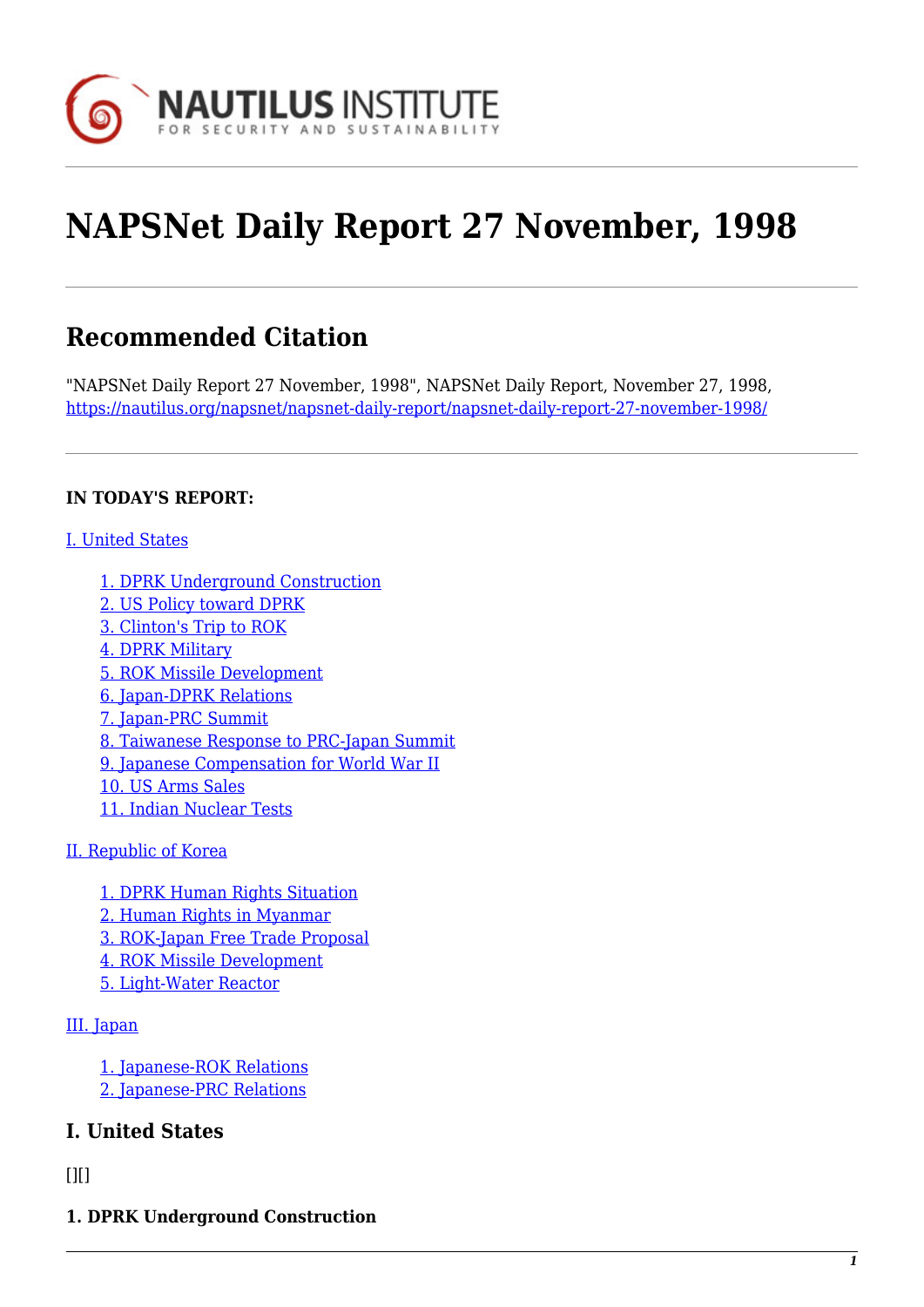# NAPSNet Daily Report 27 November, 1998

## Recommended Citation

"NAPSNet Daily Report 27 November, 1998", NAPSNet Daily Report, November 27, 1998, https://nautilus.org/napsnet/napsnet-daily-report/napsnet-daily-report-27-november-1998/

**IN TODAY'S REPORT:**

I. United States

1. DPRK Underground Construction
2. US Policy toward DPRK
3. Clinton's Trip to ROK
4. DPRK Military
5. ROK Missile Development
6. Japan-DPRK Relations
7. Japan-PRC Summit
8. Taiwanese Response to PRC-Japan Summit
9. Japanese Compensation for World War II
10. US Arms Sales
11. Indian Nuclear Tests

II. Republic of Korea

1. DPRK Human Rights Situation
2. Human Rights in Myanmar
3. ROK-Japan Free Trade Proposal
4. ROK Missile Development
5. Light-Water Reactor

III. Japan

1. Japanese-ROK Relations
2. Japanese-PRC Relations

## I. United States

[][]

**1. DPRK Underground Construction**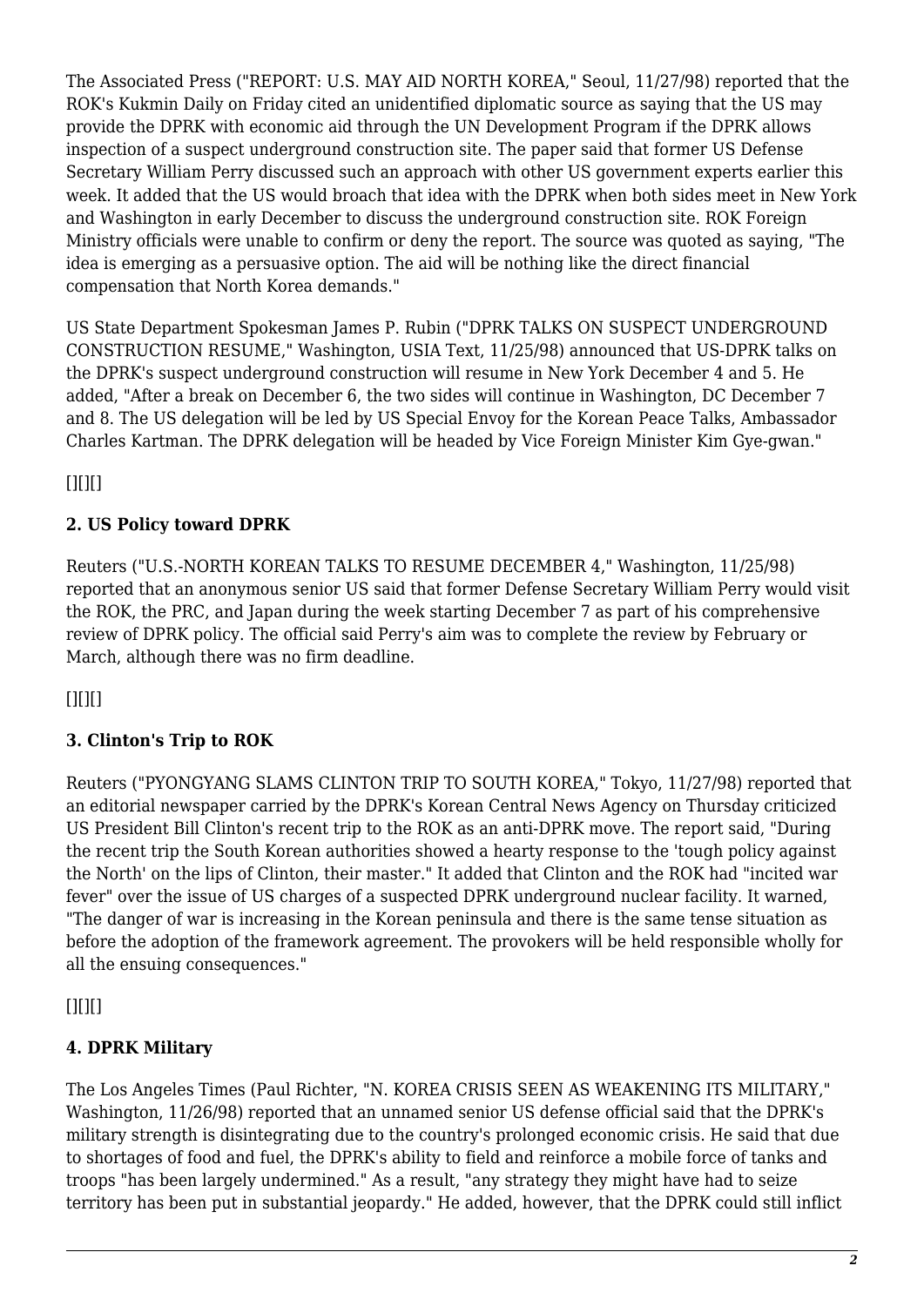The Associated Press ("REPORT: U.S. MAY AID NORTH KOREA," Seoul, 11/27/98) reported that the ROK's Kukmin Daily on Friday cited an unidentified diplomatic source as saying that the US may provide the DPRK with economic aid through the UN Development Program if the DPRK allows inspection of a suspect underground construction site. The paper said that former US Defense Secretary William Perry discussed such an approach with other US government experts earlier this week. It added that the US would broach that idea with the DPRK when both sides meet in New York and Washington in early December to discuss the underground construction site. ROK Foreign Ministry officials were unable to confirm or deny the report. The source was quoted as saying, "The idea is emerging as a persuasive option. The aid will be nothing like the direct financial compensation that North Korea demands."

US State Department Spokesman James P. Rubin ("DPRK TALKS ON SUSPECT UNDERGROUND CONSTRUCTION RESUME," Washington, USIA Text, 11/25/98) announced that US-DPRK talks on the DPRK's suspect underground construction will resume in New York December 4 and 5. He added, "After a break on December 6, the two sides will continue in Washington, DC December 7 and 8. The US delegation will be led by US Special Envoy for the Korean Peace Talks, Ambassador Charles Kartman. The DPRK delegation will be headed by Vice Foreign Minister Kim Gye-gwan."

[][][]

**2. US Policy toward DPRK**

Reuters ("U.S.-NORTH KOREAN TALKS TO RESUME DECEMBER 4," Washington, 11/25/98) reported that an anonymous senior US said that former Defense Secretary William Perry would visit the ROK, the PRC, and Japan during the week starting December 7 as part of his comprehensive review of DPRK policy. The official said Perry's aim was to complete the review by February or March, although there was no firm deadline.

[][][]

**3. Clinton's Trip to ROK**

Reuters ("PYONGYANG SLAMS CLINTON TRIP TO SOUTH KOREA," Tokyo, 11/27/98) reported that an editorial newspaper carried by the DPRK's Korean Central News Agency on Thursday criticized US President Bill Clinton's recent trip to the ROK as an anti-DPRK move. The report said, "During the recent trip the South Korean authorities showed a hearty response to the 'tough policy against the North' on the lips of Clinton, their master." It added that Clinton and the ROK had "incited war fever" over the issue of US charges of a suspected DPRK underground nuclear facility. It warned, "The danger of war is increasing in the Korean peninsula and there is the same tense situation as before the adoption of the framework agreement. The provokers will be held responsible wholly for all the ensuing consequences."

[][][]

**4. DPRK Military**

The Los Angeles Times (Paul Richter, "N. KOREA CRISIS SEEN AS WEAKENING ITS MILITARY," Washington, 11/26/98) reported that an unnamed senior US defense official said that the DPRK's military strength is disintegrating due to the country's prolonged economic crisis. He said that due to shortages of food and fuel, the DPRK's ability to field and reinforce a mobile force of tanks and troops "has been largely undermined." As a result, "any strategy they might have had to seize territory has been put in substantial jeopardy." He added, however, that the DPRK could still inflict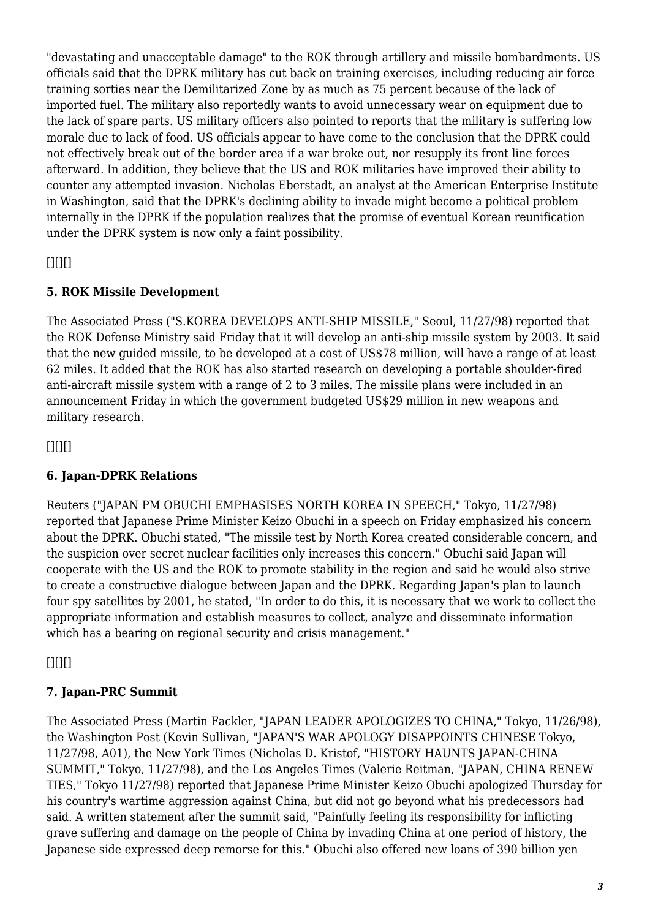"devastating and unacceptable damage" to the ROK through artillery and missile bombardments. US officials said that the DPRK military has cut back on training exercises, including reducing air force training sorties near the Demilitarized Zone by as much as 75 percent because of the lack of imported fuel. The military also reportedly wants to avoid unnecessary wear on equipment due to the lack of spare parts. US military officers also pointed to reports that the military is suffering low morale due to lack of food. US officials appear to have come to the conclusion that the DPRK could not effectively break out of the border area if a war broke out, nor resupply its front line forces afterward. In addition, they believe that the US and ROK militaries have improved their ability to counter any attempted invasion. Nicholas Eberstadt, an analyst at the American Enterprise Institute in Washington, said that the DPRK's declining ability to invade might become a political problem internally in the DPRK if the population realizes that the promise of eventual Korean reunification under the DPRK system is now only a faint possibility.

[][][]

### 5. ROK Missile Development

The Associated Press ("S.KOREA DEVELOPS ANTI-SHIP MISSILE," Seoul, 11/27/98) reported that the ROK Defense Ministry said Friday that it will develop an anti-ship missile system by 2003. It said that the new guided missile, to be developed at a cost of US$78 million, will have a range of at least 62 miles. It added that the ROK has also started research on developing a portable shoulder-fired anti-aircraft missile system with a range of 2 to 3 miles. The missile plans were included in an announcement Friday in which the government budgeted US$29 million in new weapons and military research.

[][][]

### 6. Japan-DPRK Relations

Reuters ("JAPAN PM OBUCHI EMPHASISES NORTH KOREA IN SPEECH," Tokyo, 11/27/98) reported that Japanese Prime Minister Keizo Obuchi in a speech on Friday emphasized his concern about the DPRK. Obuchi stated, "The missile test by North Korea created considerable concern, and the suspicion over secret nuclear facilities only increases this concern." Obuchi said Japan will cooperate with the US and the ROK to promote stability in the region and said he would also strive to create a constructive dialogue between Japan and the DPRK. Regarding Japan's plan to launch four spy satellites by 2001, he stated, "In order to do this, it is necessary that we work to collect the appropriate information and establish measures to collect, analyze and disseminate information which has a bearing on regional security and crisis management."

[][][]

### 7. Japan-PRC Summit

The Associated Press (Martin Fackler, "JAPAN LEADER APOLOGIZES TO CHINA," Tokyo, 11/26/98), the Washington Post (Kevin Sullivan, "JAPAN'S WAR APOLOGY DISAPPOINTS CHINESE Tokyo, 11/27/98, A01), the New York Times (Nicholas D. Kristof, "HISTORY HAUNTS JAPAN-CHINA SUMMIT," Tokyo, 11/27/98), and the Los Angeles Times (Valerie Reitman, "JAPAN, CHINA RENEW TIES," Tokyo 11/27/98) reported that Japanese Prime Minister Keizo Obuchi apologized Thursday for his country's wartime aggression against China, but did not go beyond what his predecessors had said. A written statement after the summit said, "Painfully feeling its responsibility for inflicting grave suffering and damage on the people of China by invading China at one period of history, the Japanese side expressed deep remorse for this." Obuchi also offered new loans of 390 billion yen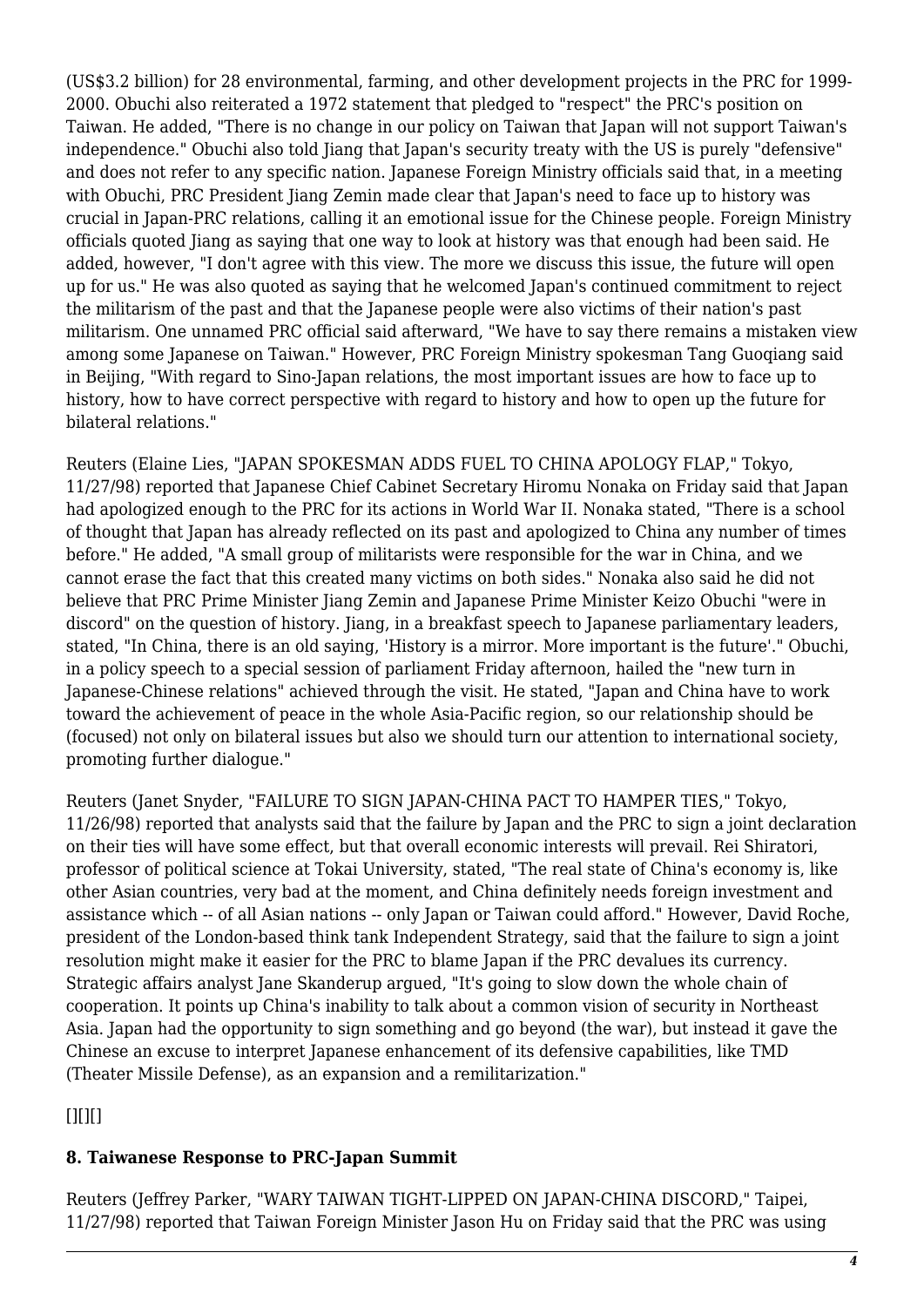(US$3.2 billion) for 28 environmental, farming, and other development projects in the PRC for 1999-2000. Obuchi also reiterated a 1972 statement that pledged to "respect" the PRC's position on Taiwan. He added, "There is no change in our policy on Taiwan that Japan will not support Taiwan's independence." Obuchi also told Jiang that Japan's security treaty with the US is purely "defensive" and does not refer to any specific nation. Japanese Foreign Ministry officials said that, in a meeting with Obuchi, PRC President Jiang Zemin made clear that Japan's need to face up to history was crucial in Japan-PRC relations, calling it an emotional issue for the Chinese people. Foreign Ministry officials quoted Jiang as saying that one way to look at history was that enough had been said. He added, however, "I don't agree with this view. The more we discuss this issue, the future will open up for us." He was also quoted as saying that he welcomed Japan's continued commitment to reject the militarism of the past and that the Japanese people were also victims of their nation's past militarism. One unnamed PRC official said afterward, "We have to say there remains a mistaken view among some Japanese on Taiwan." However, PRC Foreign Ministry spokesman Tang Guoqiang said in Beijing, "With regard to Sino-Japan relations, the most important issues are how to face up to history, how to have correct perspective with regard to history and how to open up the future for bilateral relations."

Reuters (Elaine Lies, "JAPAN SPOKESMAN ADDS FUEL TO CHINA APOLOGY FLAP," Tokyo, 11/27/98) reported that Japanese Chief Cabinet Secretary Hiromu Nonaka on Friday said that Japan had apologized enough to the PRC for its actions in World War II. Nonaka stated, "There is a school of thought that Japan has already reflected on its past and apologized to China any number of times before." He added, "A small group of militarists were responsible for the war in China, and we cannot erase the fact that this created many victims on both sides." Nonaka also said he did not believe that PRC Prime Minister Jiang Zemin and Japanese Prime Minister Keizo Obuchi "were in discord" on the question of history. Jiang, in a breakfast speech to Japanese parliamentary leaders, stated, "In China, there is an old saying, 'History is a mirror. More important is the future'." Obuchi, in a policy speech to a special session of parliament Friday afternoon, hailed the "new turn in Japanese-Chinese relations" achieved through the visit. He stated, "Japan and China have to work toward the achievement of peace in the whole Asia-Pacific region, so our relationship should be (focused) not only on bilateral issues but also we should turn our attention to international society, promoting further dialogue."

Reuters (Janet Snyder, "FAILURE TO SIGN JAPAN-CHINA PACT TO HAMPER TIES," Tokyo, 11/26/98) reported that analysts said that the failure by Japan and the PRC to sign a joint declaration on their ties will have some effect, but that overall economic interests will prevail. Rei Shiratori, professor of political science at Tokai University, stated, "The real state of China's economy is, like other Asian countries, very bad at the moment, and China definitely needs foreign investment and assistance which -- of all Asian nations -- only Japan or Taiwan could afford." However, David Roche, president of the London-based think tank Independent Strategy, said that the failure to sign a joint resolution might make it easier for the PRC to blame Japan if the PRC devalues its currency. Strategic affairs analyst Jane Skanderup argued, "It's going to slow down the whole chain of cooperation. It points up China's inability to talk about a common vision of security in Northeast Asia. Japan had the opportunity to sign something and go beyond (the war), but instead it gave the Chinese an excuse to interpret Japanese enhancement of its defensive capabilities, like TMD (Theater Missile Defense), as an expansion and a remilitarization."

[][][]

**8. Taiwanese Response to PRC-Japan Summit**

Reuters (Jeffrey Parker, "WARY TAIWAN TIGHT-LIPPED ON JAPAN-CHINA DISCORD," Taipei, 11/27/98) reported that Taiwan Foreign Minister Jason Hu on Friday said that the PRC was using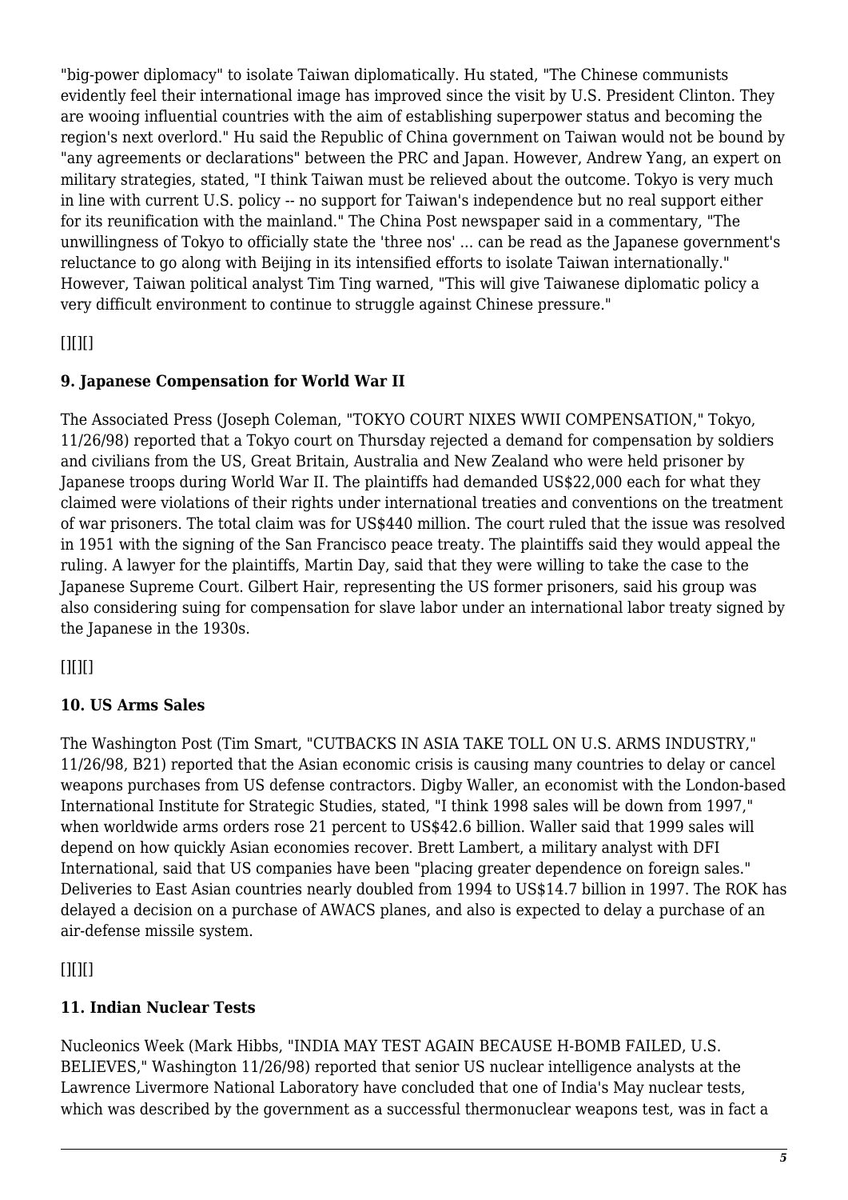"big-power diplomacy" to isolate Taiwan diplomatically. Hu stated, "The Chinese communists evidently feel their international image has improved since the visit by U.S. President Clinton. They are wooing influential countries with the aim of establishing superpower status and becoming the region's next overlord." Hu said the Republic of China government on Taiwan would not be bound by "any agreements or declarations" between the PRC and Japan. However, Andrew Yang, an expert on military strategies, stated, "I think Taiwan must be relieved about the outcome. Tokyo is very much in line with current U.S. policy -- no support for Taiwan's independence but no real support either for its reunification with the mainland." The China Post newspaper said in a commentary, "The unwillingness of Tokyo to officially state the 'three nos' ... can be read as the Japanese government's reluctance to go along with Beijing in its intensified efforts to isolate Taiwan internationally." However, Taiwan political analyst Tim Ting warned, "This will give Taiwanese diplomatic policy a very difficult environment to continue to struggle against Chinese pressure."

[][][]

**9. Japanese Compensation for World War II**

The Associated Press (Joseph Coleman, "TOKYO COURT NIXES WWII COMPENSATION," Tokyo, 11/26/98) reported that a Tokyo court on Thursday rejected a demand for compensation by soldiers and civilians from the US, Great Britain, Australia and New Zealand who were held prisoner by Japanese troops during World War II. The plaintiffs had demanded US$22,000 each for what they claimed were violations of their rights under international treaties and conventions on the treatment of war prisoners. The total claim was for US$440 million. The court ruled that the issue was resolved in 1951 with the signing of the San Francisco peace treaty. The plaintiffs said they would appeal the ruling. A lawyer for the plaintiffs, Martin Day, said that they were willing to take the case to the Japanese Supreme Court. Gilbert Hair, representing the US former prisoners, said his group was also considering suing for compensation for slave labor under an international labor treaty signed by the Japanese in the 1930s.

[][][]

**10. US Arms Sales**

The Washington Post (Tim Smart, "CUTBACKS IN ASIA TAKE TOLL ON U.S. ARMS INDUSTRY," 11/26/98, B21) reported that the Asian economic crisis is causing many countries to delay or cancel weapons purchases from US defense contractors. Digby Waller, an economist with the London-based International Institute for Strategic Studies, stated, "I think 1998 sales will be down from 1997," when worldwide arms orders rose 21 percent to US$42.6 billion. Waller said that 1999 sales will depend on how quickly Asian economies recover. Brett Lambert, a military analyst with DFI International, said that US companies have been "placing greater dependence on foreign sales." Deliveries to East Asian countries nearly doubled from 1994 to US$14.7 billion in 1997. The ROK has delayed a decision on a purchase of AWACS planes, and also is expected to delay a purchase of an air-defense missile system.

[][][]

**11. Indian Nuclear Tests**

Nucleonics Week (Mark Hibbs, "INDIA MAY TEST AGAIN BECAUSE H-BOMB FAILED, U.S. BELIEVES," Washington 11/26/98) reported that senior US nuclear intelligence analysts at the Lawrence Livermore National Laboratory have concluded that one of India's May nuclear tests, which was described by the government as a successful thermonuclear weapons test, was in fact a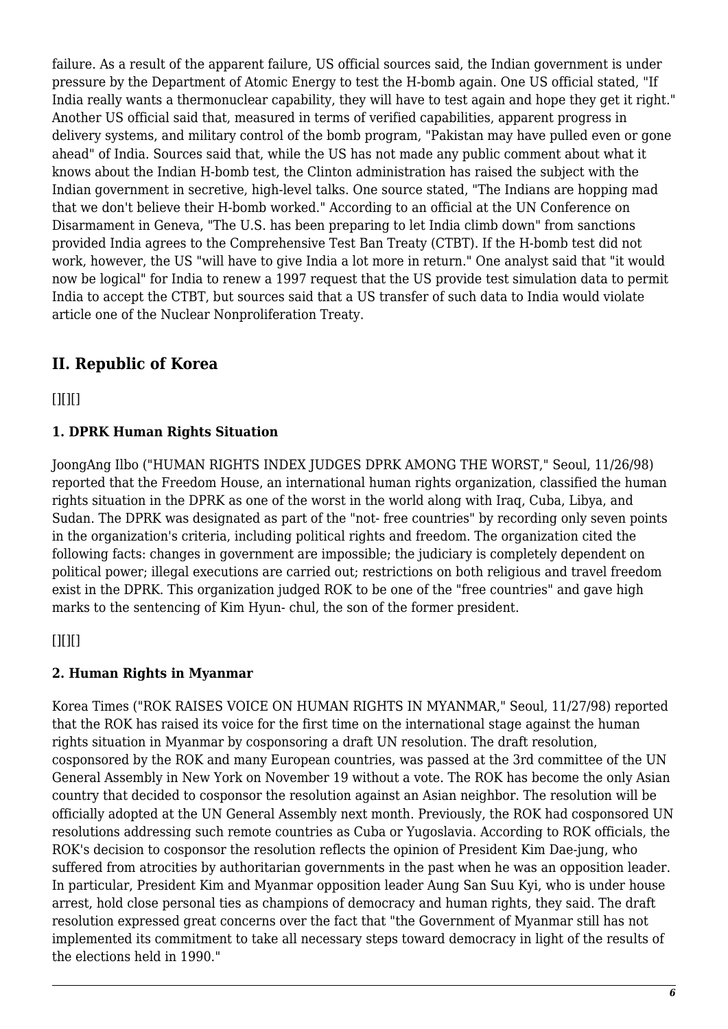failure. As a result of the apparent failure, US official sources said, the Indian government is under pressure by the Department of Atomic Energy to test the H-bomb again. One US official stated, "If India really wants a thermonuclear capability, they will have to test again and hope they get it right." Another US official said that, measured in terms of verified capabilities, apparent progress in delivery systems, and military control of the bomb program, "Pakistan may have pulled even or gone ahead" of India. Sources said that, while the US has not made any public comment about what it knows about the Indian H-bomb test, the Clinton administration has raised the subject with the Indian government in secretive, high-level talks. One source stated, "The Indians are hopping mad that we don't believe their H-bomb worked." According to an official at the UN Conference on Disarmament in Geneva, "The U.S. has been preparing to let India climb down" from sanctions provided India agrees to the Comprehensive Test Ban Treaty (CTBT). If the H-bomb test did not work, however, the US "will have to give India a lot more in return." One analyst said that "it would now be logical" for India to renew a 1997 request that the US provide test simulation data to permit India to accept the CTBT, but sources said that a US transfer of such data to India would violate article one of the Nuclear Nonproliferation Treaty.

## II. Republic of Korea

[][][]

### 1. DPRK Human Rights Situation

JoongAng Ilbo ("HUMAN RIGHTS INDEX JUDGES DPRK AMONG THE WORST," Seoul, 11/26/98) reported that the Freedom House, an international human rights organization, classified the human rights situation in the DPRK as one of the worst in the world along with Iraq, Cuba, Libya, and Sudan. The DPRK was designated as part of the "not- free countries" by recording only seven points in the organization's criteria, including political rights and freedom. The organization cited the following facts: changes in government are impossible; the judiciary is completely dependent on political power; illegal executions are carried out; restrictions on both religious and travel freedom exist in the DPRK. This organization judged ROK to be one of the "free countries" and gave high marks to the sentencing of Kim Hyun- chul, the son of the former president.

[][][]

### 2. Human Rights in Myanmar

Korea Times ("ROK RAISES VOICE ON HUMAN RIGHTS IN MYANMAR," Seoul, 11/27/98) reported that the ROK has raised its voice for the first time on the international stage against the human rights situation in Myanmar by cosponsoring a draft UN resolution. The draft resolution, cosponsored by the ROK and many European countries, was passed at the 3rd committee of the UN General Assembly in New York on November 19 without a vote. The ROK has become the only Asian country that decided to cosponsor the resolution against an Asian neighbor. The resolution will be officially adopted at the UN General Assembly next month. Previously, the ROK had cosponsored UN resolutions addressing such remote countries as Cuba or Yugoslavia. According to ROK officials, the ROK's decision to cosponsor the resolution reflects the opinion of President Kim Dae-jung, who suffered from atrocities by authoritarian governments in the past when he was an opposition leader. In particular, President Kim and Myanmar opposition leader Aung San Suu Kyi, who is under house arrest, hold close personal ties as champions of democracy and human rights, they said. The draft resolution expressed great concerns over the fact that "the Government of Myanmar still has not implemented its commitment to take all necessary steps toward democracy in light of the results of the elections held in 1990."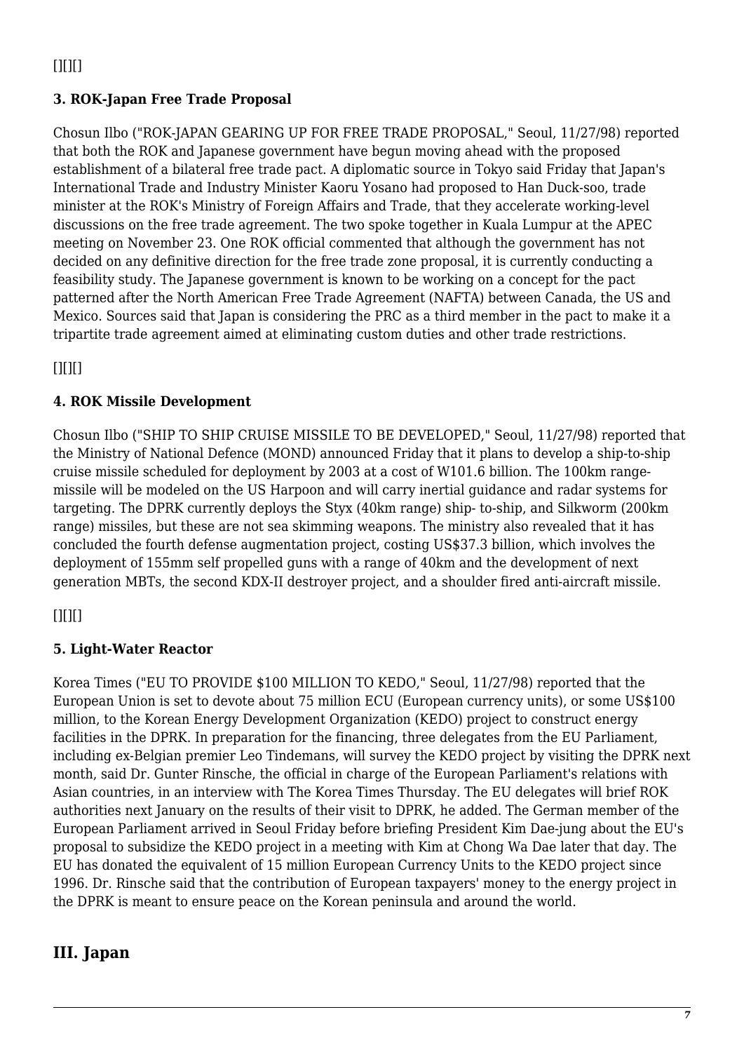[][][]

### 3. ROK-Japan Free Trade Proposal

Chosun Ilbo ("ROK-JAPAN GEARING UP FOR FREE TRADE PROPOSAL," Seoul, 11/27/98) reported that both the ROK and Japanese government have begun moving ahead with the proposed establishment of a bilateral free trade pact. A diplomatic source in Tokyo said Friday that Japan's International Trade and Industry Minister Kaoru Yosano had proposed to Han Duck-soo, trade minister at the ROK's Ministry of Foreign Affairs and Trade, that they accelerate working-level discussions on the free trade agreement. The two spoke together in Kuala Lumpur at the APEC meeting on November 23. One ROK official commented that although the government has not decided on any definitive direction for the free trade zone proposal, it is currently conducting a feasibility study. The Japanese government is known to be working on a concept for the pact patterned after the North American Free Trade Agreement (NAFTA) between Canada, the US and Mexico. Sources said that Japan is considering the PRC as a third member in the pact to make it a tripartite trade agreement aimed at eliminating custom duties and other trade restrictions.

[][][]

### 4. ROK Missile Development

Chosun Ilbo ("SHIP TO SHIP CRUISE MISSILE TO BE DEVELOPED," Seoul, 11/27/98) reported that the Ministry of National Defence (MOND) announced Friday that it plans to develop a ship-to-ship cruise missile scheduled for deployment by 2003 at a cost of W101.6 billion. The 100km range-missile will be modeled on the US Harpoon and will carry inertial guidance and radar systems for targeting. The DPRK currently deploys the Styx (40km range) ship- to-ship, and Silkworm (200km range) missiles, but these are not sea skimming weapons. The ministry also revealed that it has concluded the fourth defense augmentation project, costing US$37.3 billion, which involves the deployment of 155mm self propelled guns with a range of 40km and the development of next generation MBTs, the second KDX-II destroyer project, and a shoulder fired anti-aircraft missile.

[][][]

### 5. Light-Water Reactor

Korea Times ("EU TO PROVIDE $100 MILLION TO KEDO," Seoul, 11/27/98) reported that the European Union is set to devote about 75 million ECU (European currency units), or some US$100 million, to the Korean Energy Development Organization (KEDO) project to construct energy facilities in the DPRK. In preparation for the financing, three delegates from the EU Parliament, including ex-Belgian premier Leo Tindemans, will survey the KEDO project by visiting the DPRK next month, said Dr. Gunter Rinsche, the official in charge of the European Parliament's relations with Asian countries, in an interview with The Korea Times Thursday. The EU delegates will brief ROK authorities next January on the results of their visit to DPRK, he added. The German member of the European Parliament arrived in Seoul Friday before briefing President Kim Dae-jung about the EU's proposal to subsidize the KEDO project in a meeting with Kim at Chong Wa Dae later that day. The EU has donated the equivalent of 15 million European Currency Units to the KEDO project since 1996. Dr. Rinsche said that the contribution of European taxpayers' money to the energy project in the DPRK is meant to ensure peace on the Korean peninsula and around the world.

## III. Japan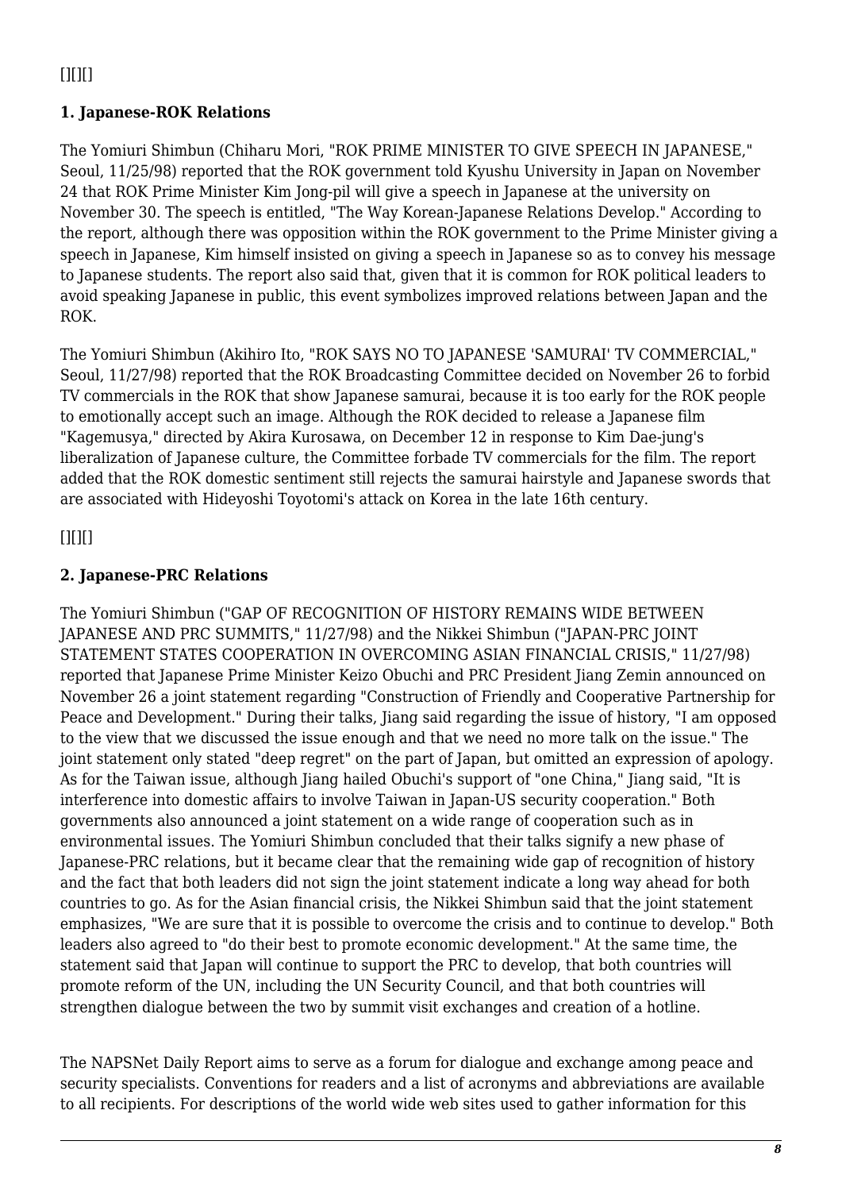[][][]

**1. Japanese-ROK Relations**

The Yomiuri Shimbun (Chiharu Mori, "ROK PRIME MINISTER TO GIVE SPEECH IN JAPANESE," Seoul, 11/25/98) reported that the ROK government told Kyushu University in Japan on November 24 that ROK Prime Minister Kim Jong-pil will give a speech in Japanese at the university on November 30. The speech is entitled, "The Way Korean-Japanese Relations Develop." According to the report, although there was opposition within the ROK government to the Prime Minister giving a speech in Japanese, Kim himself insisted on giving a speech in Japanese so as to convey his message to Japanese students. The report also said that, given that it is common for ROK political leaders to avoid speaking Japanese in public, this event symbolizes improved relations between Japan and the ROK.

The Yomiuri Shimbun (Akihiro Ito, "ROK SAYS NO TO JAPANESE 'SAMURAI' TV COMMERCIAL," Seoul, 11/27/98) reported that the ROK Broadcasting Committee decided on November 26 to forbid TV commercials in the ROK that show Japanese samurai, because it is too early for the ROK people to emotionally accept such an image. Although the ROK decided to release a Japanese film "Kagemusya," directed by Akira Kurosawa, on December 12 in response to Kim Dae-jung's liberalization of Japanese culture, the Committee forbade TV commercials for the film. The report added that the ROK domestic sentiment still rejects the samurai hairstyle and Japanese swords that are associated with Hideyoshi Toyotomi's attack on Korea in the late 16th century.

[][][]

**2. Japanese-PRC Relations**

The Yomiuri Shimbun ("GAP OF RECOGNITION OF HISTORY REMAINS WIDE BETWEEN JAPANESE AND PRC SUMMITS," 11/27/98) and the Nikkei Shimbun ("JAPAN-PRC JOINT STATEMENT STATES COOPERATION IN OVERCOMING ASIAN FINANCIAL CRISIS," 11/27/98) reported that Japanese Prime Minister Keizo Obuchi and PRC President Jiang Zemin announced on November 26 a joint statement regarding "Construction of Friendly and Cooperative Partnership for Peace and Development." During their talks, Jiang said regarding the issue of history, "I am opposed to the view that we discussed the issue enough and that we need no more talk on the issue." The joint statement only stated "deep regret" on the part of Japan, but omitted an expression of apology. As for the Taiwan issue, although Jiang hailed Obuchi's support of "one China," Jiang said, "It is interference into domestic affairs to involve Taiwan in Japan-US security cooperation." Both governments also announced a joint statement on a wide range of cooperation such as in environmental issues. The Yomiuri Shimbun concluded that their talks signify a new phase of Japanese-PRC relations, but it became clear that the remaining wide gap of recognition of history and the fact that both leaders did not sign the joint statement indicate a long way ahead for both countries to go. As for the Asian financial crisis, the Nikkei Shimbun said that the joint statement emphasizes, "We are sure that it is possible to overcome the crisis and to continue to develop." Both leaders also agreed to "do their best to promote economic development." At the same time, the statement said that Japan will continue to support the PRC to develop, that both countries will promote reform of the UN, including the UN Security Council, and that both countries will strengthen dialogue between the two by summit visit exchanges and creation of a hotline.

The NAPSNet Daily Report aims to serve as a forum for dialogue and exchange among peace and security specialists. Conventions for readers and a list of acronyms and abbreviations are available to all recipients. For descriptions of the world wide web sites used to gather information for this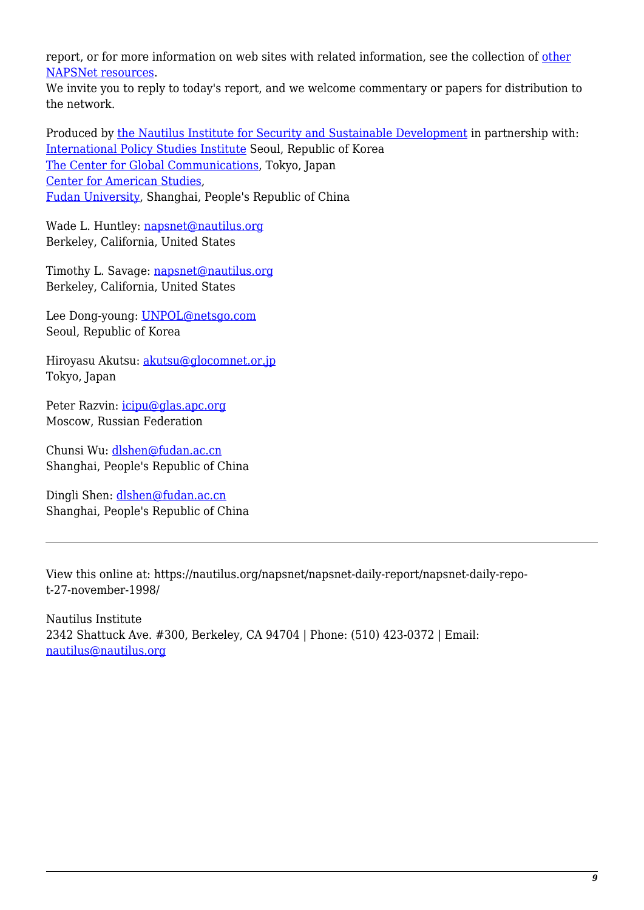report, or for more information on web sites with related information, see the collection of other NAPSNet resources.
We invite you to reply to today's report, and we welcome commentary or papers for distribution to the network.

Produced by the Nautilus Institute for Security and Sustainable Development in partnership with:
International Policy Studies Institute Seoul, Republic of Korea
The Center for Global Communications, Tokyo, Japan
Center for American Studies,
Fudan University, Shanghai, People's Republic of China

Wade L. Huntley: napsnet@nautilus.org
Berkeley, California, United States

Timothy L. Savage: napsnet@nautilus.org
Berkeley, California, United States

Lee Dong-young: UNPOL@netsgo.com
Seoul, Republic of Korea

Hiroyasu Akutsu: akutsu@glocomnet.or.jp
Tokyo, Japan

Peter Razvin: icipu@glas.apc.org
Moscow, Russian Federation

Chunsi Wu: dlshen@fudan.ac.cn
Shanghai, People's Republic of China

Dingli Shen: dlshen@fudan.ac.cn
Shanghai, People's Republic of China

---

View this online at: https://nautilus.org/napsnet/napsnet-daily-report/napsnet-daily-report-27-november-1998/

Nautilus Institute
2342 Shattuck Ave. #300, Berkeley, CA 94704 | Phone: (510) 423-0372 | Email: nautilus@nautilus.org